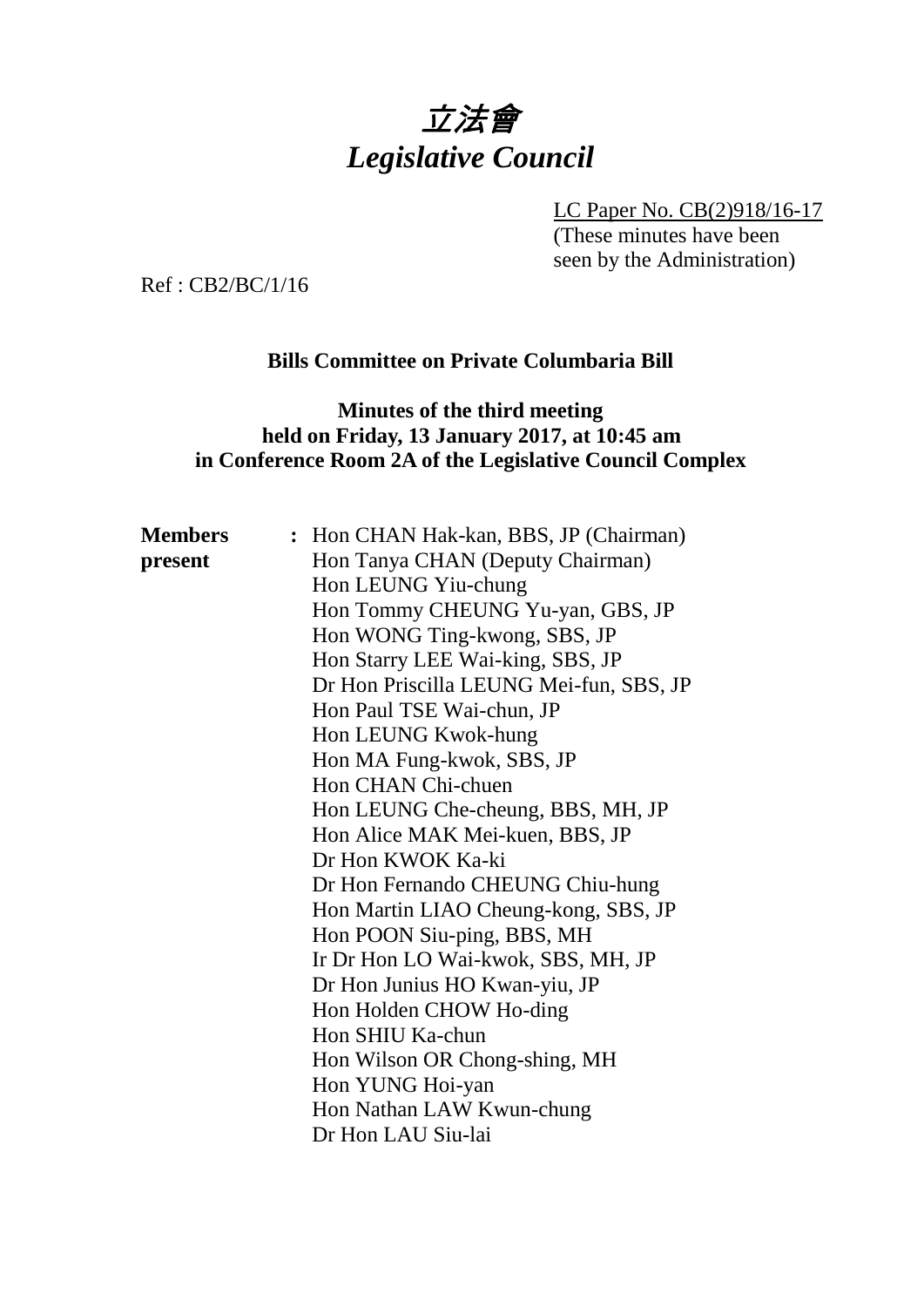# 立法會
# *Legislative Council*

LC Paper No. CB(2)918/16-17
(These minutes have been seen by the Administration)

Ref : CB2/BC/1/16

**Bills Committee on Private Columbaria Bill**

**Minutes of the third meeting held on Friday, 13 January 2017, at 10:45 am in Conference Room 2A of the Legislative Council Complex**

**Members present** : Hon CHAN Hak-kan, BBS, JP (Chairman)
Hon Tanya CHAN (Deputy Chairman)
Hon LEUNG Yiu-chung
Hon Tommy CHEUNG Yu-yan, GBS, JP
Hon WONG Ting-kwong, SBS, JP
Hon Starry LEE Wai-king, SBS, JP
Dr Hon Priscilla LEUNG Mei-fun, SBS, JP
Hon Paul TSE Wai-chun, JP
Hon LEUNG Kwok-hung
Hon MA Fung-kwok, SBS, JP
Hon CHAN Chi-chuen
Hon LEUNG Che-cheung, BBS, MH, JP
Hon Alice MAK Mei-kuen, BBS, JP
Dr Hon KWOK Ka-ki
Dr Hon Fernando CHEUNG Chiu-hung
Hon Martin LIAO Cheung-kong, SBS, JP
Hon POON Siu-ping, BBS, MH
Ir Dr Hon LO Wai-kwok, SBS, MH, JP
Dr Hon Junius HO Kwan-yiu, JP
Hon Holden CHOW Ho-ding
Hon SHIU Ka-chun
Hon Wilson OR Chong-shing, MH
Hon YUNG Hoi-yan
Hon Nathan LAW Kwun-chung
Dr Hon LAU Siu-lai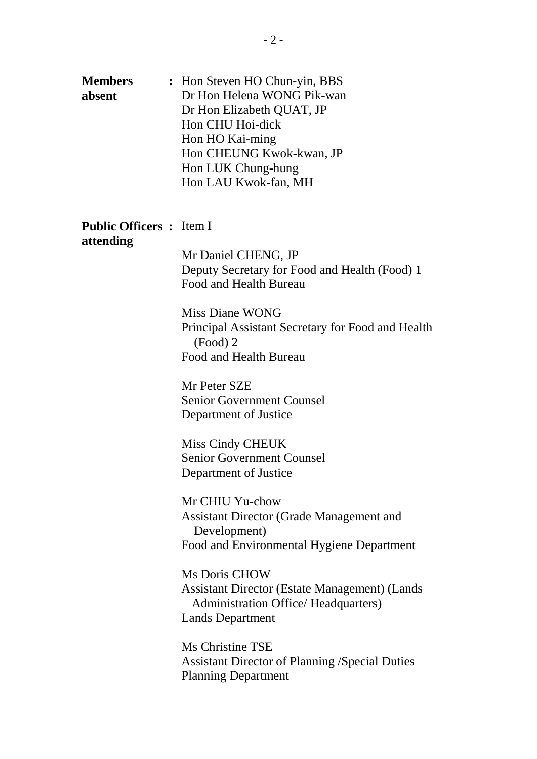**Members absent** : Hon Steven HO Chun-yin, BBS
Dr Hon Helena WONG Pik-wan
Dr Hon Elizabeth QUAT, JP
Hon CHU Hoi-dick
Hon HO Kai-ming
Hon CHEUNG Kwok-kwan, JP
Hon LUK Chung-hung
Hon LAU Kwok-fan, MH

**Public Officers attending** : Item I

Mr Daniel CHENG, JP
Deputy Secretary for Food and Health (Food) 1
Food and Health Bureau

Miss Diane WONG
Principal Assistant Secretary for Food and Health (Food) 2
Food and Health Bureau

Mr Peter SZE
Senior Government Counsel
Department of Justice

Miss Cindy CHEUK
Senior Government Counsel
Department of Justice

Mr CHIU Yu-chow
Assistant Director (Grade Management and Development)
Food and Environmental Hygiene Department

Ms Doris CHOW
Assistant Director (Estate Management) (Lands Administration Office/ Headquarters)
Lands Department

Ms Christine TSE
Assistant Director of Planning /Special Duties
Planning Department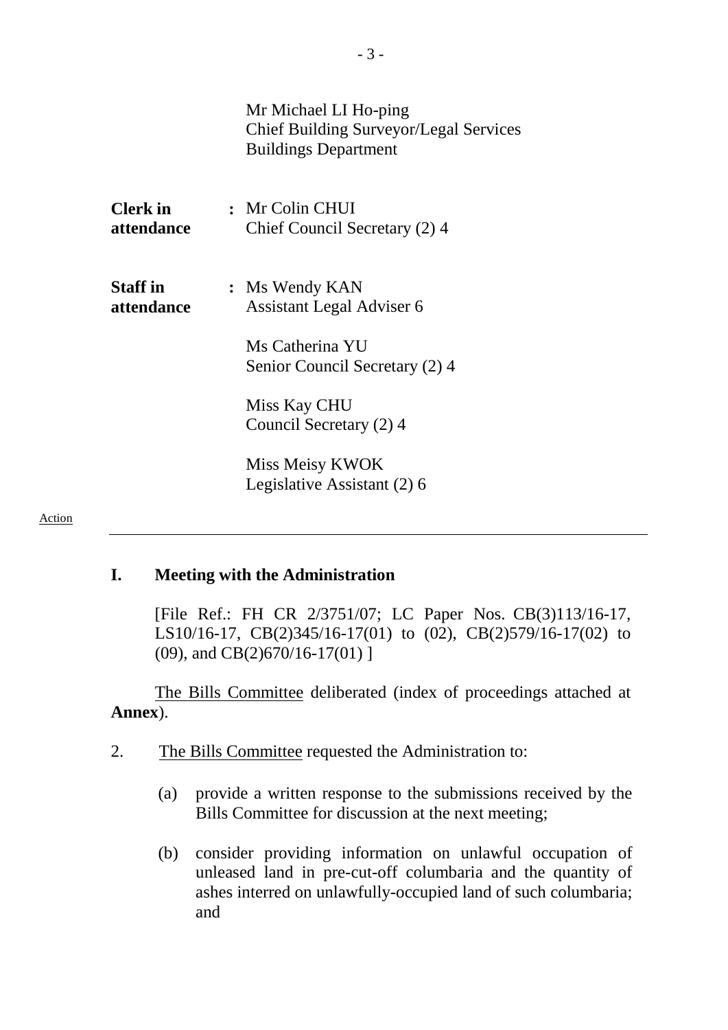Mr Michael LI Ho-ping
Chief Building Surveyor/Legal Services
Buildings Department

| | | |
|---|---|---|
| **Clerk in attendance** | **:** | Mr Colin CHUI<br>Chief Council Secretary (2) 4 |
| **Staff in attendance** | **:** | Ms Wendy KAN<br>Assistant Legal Adviser 6<br><br>Ms Catherina YU<br>Senior Council Secretary (2) 4<br><br>Miss Kay CHU<br>Council Secretary (2) 4<br><br>Miss Meisy KWOK<br>Legislative Assistant (2) 6 |

Action

---

## I. Meeting with the Administration

[File Ref.: FH CR 2/3751/07; LC Paper Nos. CB(3)113/16-17, LS10/16-17, CB(2)345/16-17(01) to (02), CB(2)579/16-17(02) to (09), and CB(2)670/16-17(01) ]

The Bills Committee deliberated (index of proceedings attached at **Annex**).

2. The Bills Committee requested the Administration to:

(a) provide a written response to the submissions received by the Bills Committee for discussion at the next meeting;

(b) consider providing information on unlawful occupation of unleased land in pre-cut-off columbaria and the quantity of ashes interred on unlawfully-occupied land of such columbaria; and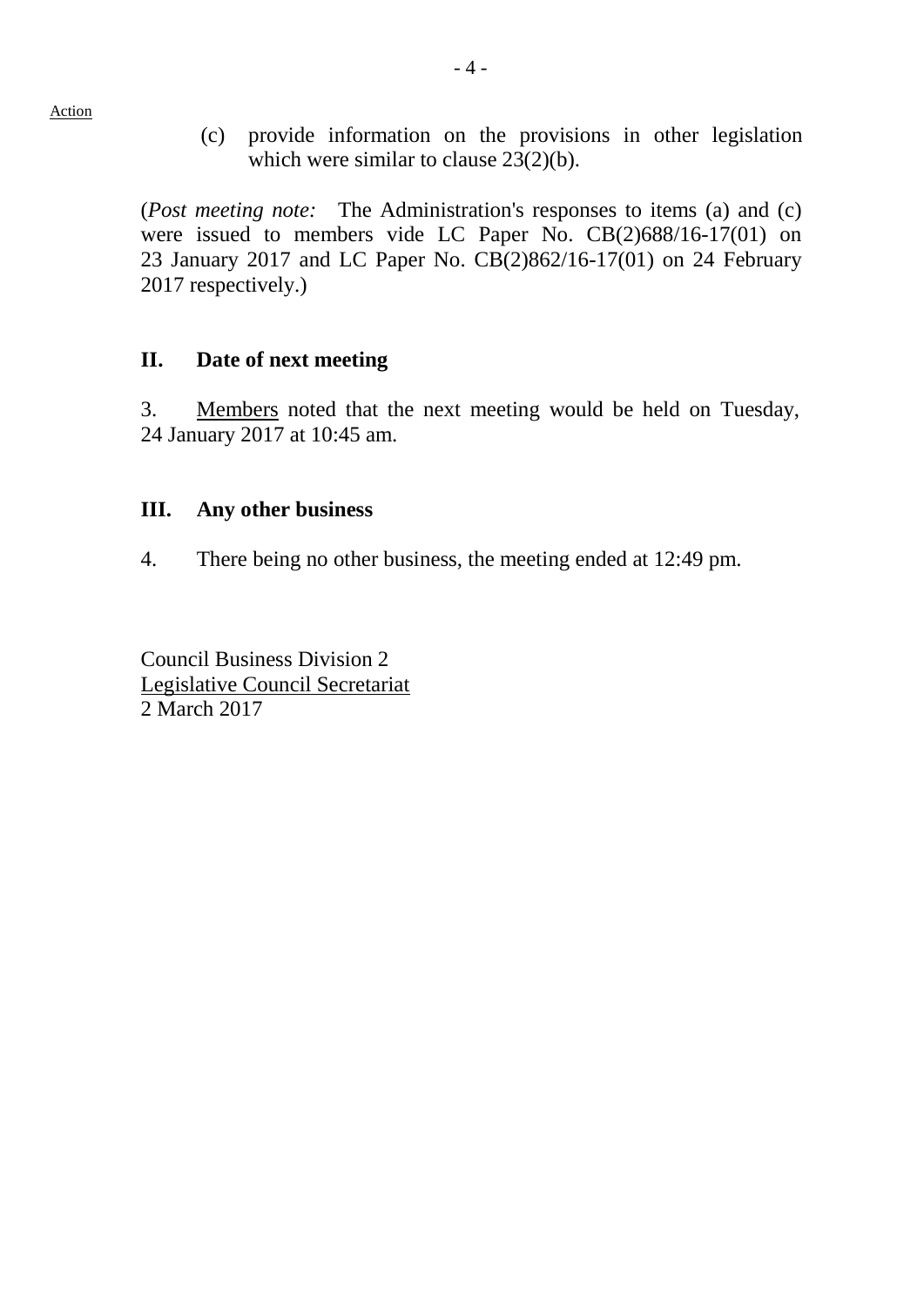Action

(c) provide information on the provisions in other legislation which were similar to clause 23(2)(b).

(*Post meeting note:* The Administration's responses to items (a) and (c) were issued to members vide LC Paper No. CB(2)688/16-17(01) on 23 January 2017 and LC Paper No. CB(2)862/16-17(01) on 24 February 2017 respectively.)

## II. Date of next meeting

3. Members noted that the next meeting would be held on Tuesday, 24 January 2017 at 10:45 am.

## III. Any other business

4. There being no other business, the meeting ended at 12:49 pm.

Council Business Division 2
Legislative Council Secretariat
2 March 2017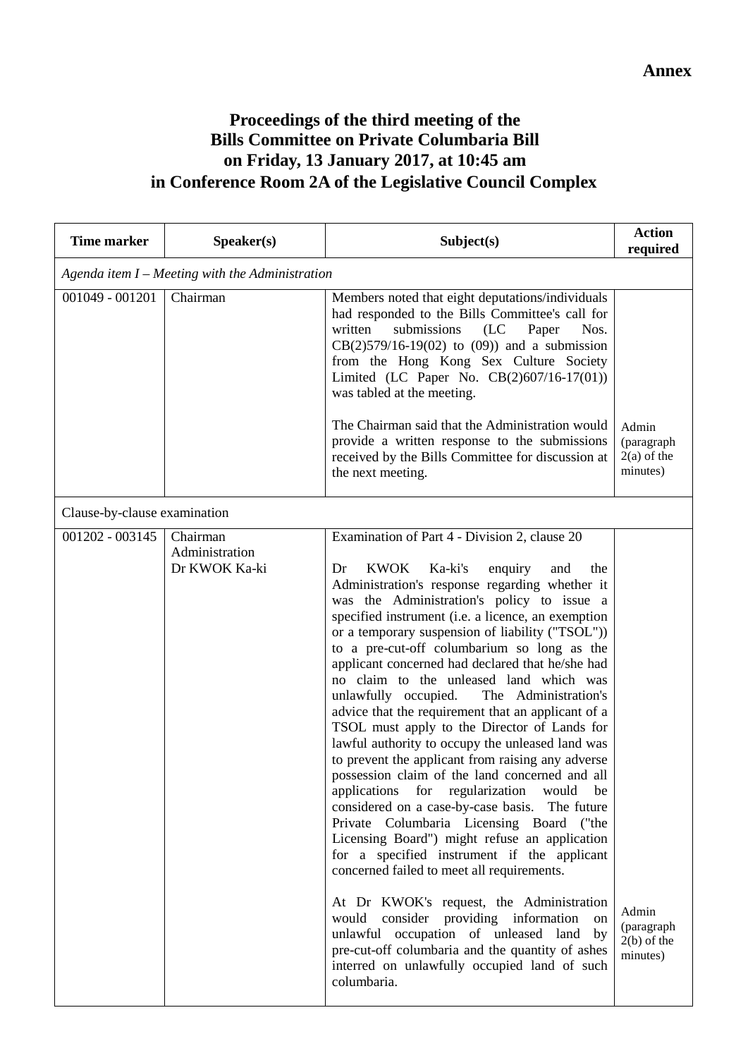**Annex**

# Proceedings of the third meeting of the Bills Committee on Private Columbaria Bill on Friday, 13 January 2017, at 10:45 am in Conference Room 2A of the Legislative Council Complex

| Time marker | Speaker(s) | Subject(s) | Action required |
|---|---|---|---|
| *Agenda item I – Meeting with the Administration* | | | |
| 001049 - 001201 | Chairman | Members noted that eight deputations/individuals had responded to the Bills Committee's call for written submissions (LC Paper Nos. CB(2)579/16-19(02) to (09)) and a submission from the Hong Kong Sex Culture Society Limited (LC Paper No. CB(2)607/16-17(01)) was tabled at the meeting.<br><br>The Chairman said that the Administration would provide a written response to the submissions received by the Bills Committee for discussion at the next meeting. | Admin (paragraph 2(a) of the minutes) |
| Clause-by-clause examination | | | |
| 001202 - 003145 | Chairman<br>Administration<br>Dr KWOK Ka-ki | Examination of Part 4 - Division 2, clause 20<br><br>Dr KWOK Ka-ki's enquiry and the Administration's response regarding whether it was the Administration's policy to issue a specified instrument (i.e. a licence, an exemption or a temporary suspension of liability ("TSOL")) to a pre-cut-off columbarium so long as the applicant concerned had declared that he/she had no claim to the unleased land which was unlawfully occupied. The Administration's advice that the requirement that an applicant of a TSOL must apply to the Director of Lands for lawful authority to occupy the unleased land was to prevent the applicant from raising any adverse possession claim of the land concerned and all applications for regularization would be considered on a case-by-case basis. The future Private Columbaria Licensing Board ("the Licensing Board") might refuse an application for a specified instrument if the applicant concerned failed to meet all requirements.<br><br>At Dr KWOK's request, the Administration would consider providing information on unlawful occupation of unleased land by pre-cut-off columbaria and the quantity of ashes interred on unlawfully occupied land of such columbaria. | Admin (paragraph 2(b) of the minutes) |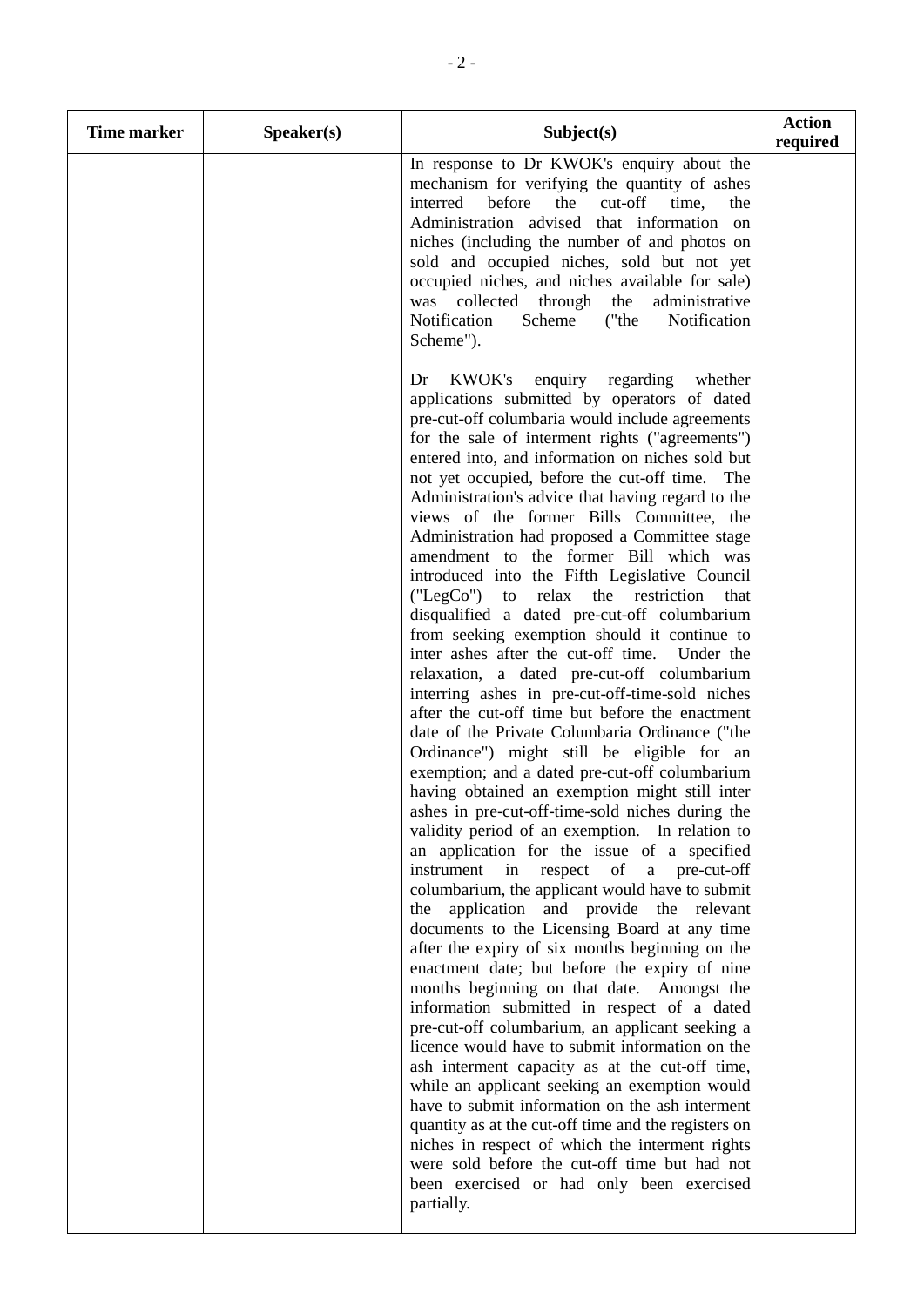| Time marker | Speaker(s) | Subject(s) | Action required |
|---|---|---|---|
| | | In response to Dr KWOK's enquiry about the mechanism for verifying the quantity of ashes interred before the cut-off time, the Administration advised that information on niches (including the number of and photos on sold and occupied niches, sold but not yet occupied niches, and niches available for sale) was collected through the administrative Notification Scheme ("the Notification Scheme").<br><br>Dr KWOK's enquiry regarding whether applications submitted by operators of dated pre-cut-off columbaria would include agreements for the sale of interment rights ("agreements") entered into, and information on niches sold but not yet occupied, before the cut-off time. The Administration's advice that having regard to the views of the former Bills Committee, the Administration had proposed a Committee stage amendment to the former Bill which was introduced into the Fifth Legislative Council ("LegCo") to relax the restriction that disqualified a dated pre-cut-off columbarium from seeking exemption should it continue to inter ashes after the cut-off time. Under the relaxation, a dated pre-cut-off columbarium interring ashes in pre-cut-off-time-sold niches after the cut-off time but before the enactment date of the Private Columbaria Ordinance ("the Ordinance") might still be eligible for an exemption; and a dated pre-cut-off columbarium having obtained an exemption might still inter ashes in pre-cut-off-time-sold niches during the validity period of an exemption. In relation to an application for the issue of a specified instrument in respect of a pre-cut-off columbarium, the applicant would have to submit the application and provide the relevant documents to the Licensing Board at any time after the expiry of six months beginning on the enactment date; but before the expiry of nine months beginning on that date. Amongst the information submitted in respect of a dated pre-cut-off columbarium, an applicant seeking a licence would have to submit information on the ash interment capacity as at the cut-off time, while an applicant seeking an exemption would have to submit information on the ash interment quantity as at the cut-off time and the registers on niches in respect of which the interment rights were sold before the cut-off time but had not been exercised or had only been exercised partially. | |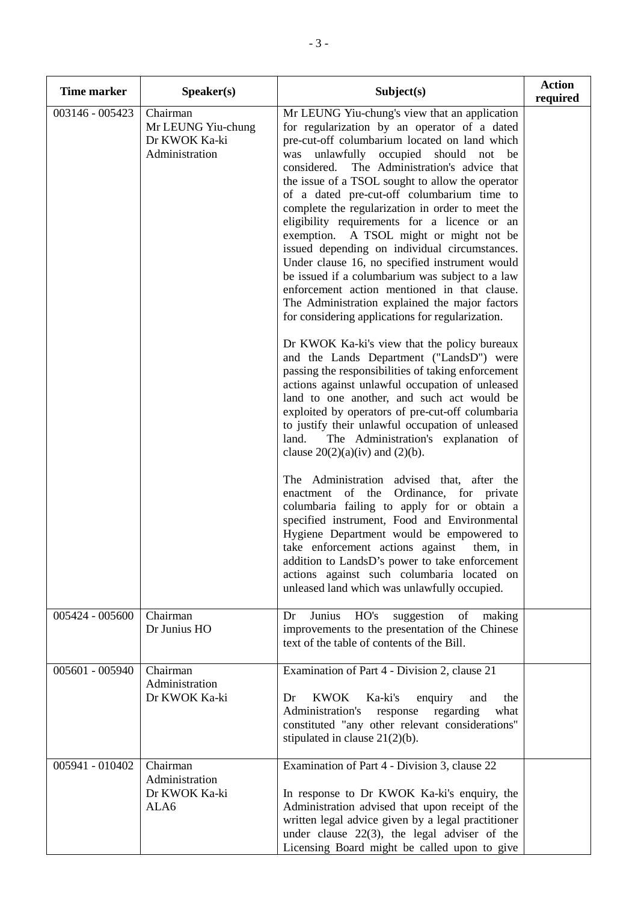| Time marker | Speaker(s) | Subject(s) | Action required |
|---|---|---|---|
| 003146 - 005423 | Chairman<br>Mr LEUNG Yiu-chung<br>Dr KWOK Ka-ki<br>Administration | Mr LEUNG Yiu-chung's view that an application for regularization by an operator of a dated pre-cut-off columbarium located on land which was unlawfully occupied should not be considered. The Administration's advice that the issue of a TSOL sought to allow the operator of a dated pre-cut-off columbarium time to complete the regularization in order to meet the eligibility requirements for a licence or an exemption. A TSOL might or might not be issued depending on individual circumstances. Under clause 16, no specified instrument would be issued if a columbarium was subject to a law enforcement action mentioned in that clause. The Administration explained the major factors for considering applications for regularization.<br><br>Dr KWOK Ka-ki's view that the policy bureaux and the Lands Department ("LandsD") were passing the responsibilities of taking enforcement actions against unlawful occupation of unleased land to one another, and such act would be exploited by operators of pre-cut-off columbaria to justify their unlawful occupation of unleased land. The Administration's explanation of clause 20(2)(a)(iv) and (2)(b).<br><br>The Administration advised that, after the enactment of the Ordinance, for private columbaria failing to apply for or obtain a specified instrument, Food and Environmental Hygiene Department would be empowered to take enforcement actions against them, in addition to LandsD's power to take enforcement actions against such columbaria located on unleased land which was unlawfully occupied. | |
| 005424 - 005600 | Chairman<br>Dr Junius HO | Dr Junius HO's suggestion of making improvements to the presentation of the Chinese text of the table of contents of the Bill. | |
| 005601 - 005940 | Chairman<br>Administration<br>Dr KWOK Ka-ki | Examination of Part 4 - Division 2, clause 21<br><br>Dr KWOK Ka-ki's enquiry and the Administration's response regarding what constituted "any other relevant considerations" stipulated in clause 21(2)(b). | |
| 005941 - 010402 | Chairman<br>Administration<br>Dr KWOK Ka-ki<br>ALA6 | Examination of Part 4 - Division 3, clause 22<br><br>In response to Dr KWOK Ka-ki's enquiry, the Administration advised that upon receipt of the written legal advice given by a legal practitioner under clause 22(3), the legal adviser of the Licensing Board might be called upon to give | |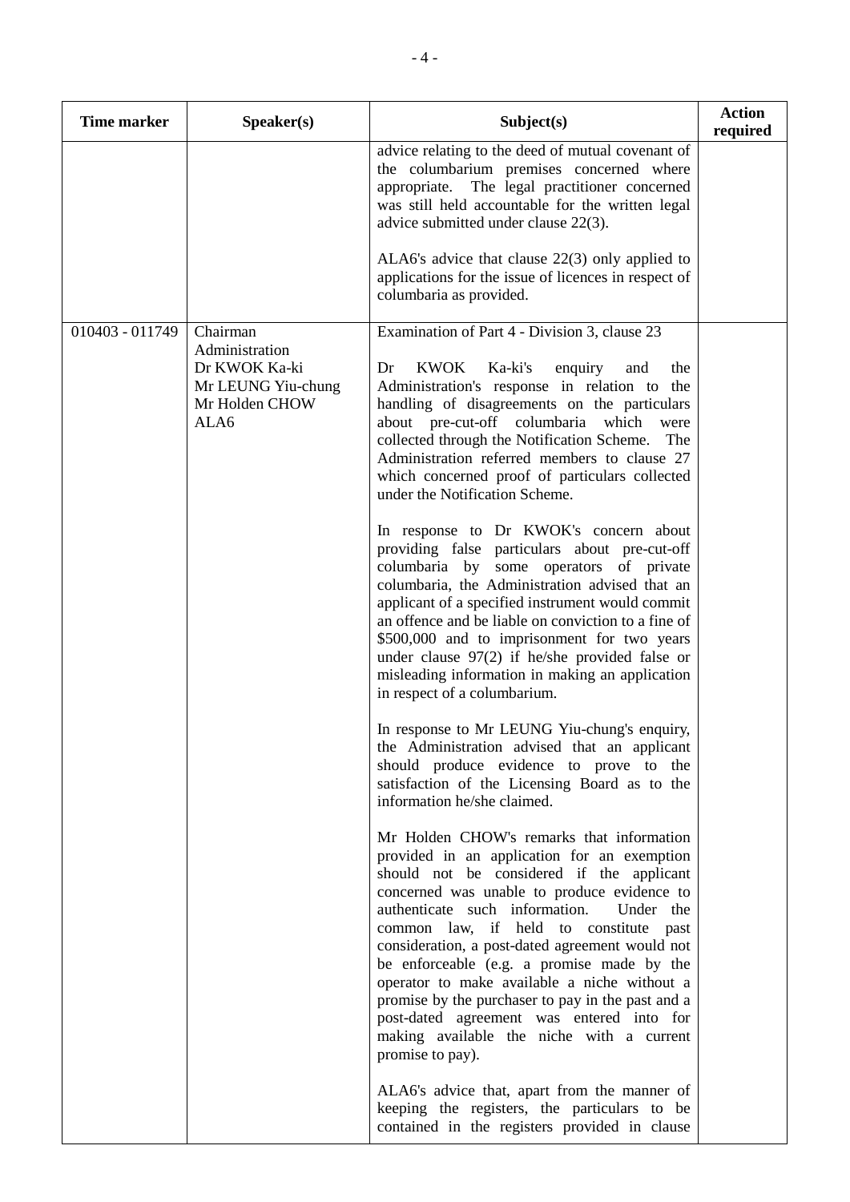| Time marker | Speaker(s) | Subject(s) | Action required |
|---|---|---|---|
| | | advice relating to the deed of mutual covenant of the columbarium premises concerned where appropriate. The legal practitioner concerned was still held accountable for the written legal advice submitted under clause 22(3).<br><br>ALA6's advice that clause 22(3) only applied to applications for the issue of licences in respect of columbaria as provided. | |
| 010403 - 011749 | Chairman<br>Administration<br>Dr KWOK Ka-ki<br>Mr LEUNG Yiu-chung<br>Mr Holden CHOW<br>ALA6 | Examination of Part 4 - Division 3, clause 23<br><br>Dr KWOK Ka-ki's enquiry and the Administration's response in relation to the handling of disagreements on the particulars about pre-cut-off columbaria which were collected through the Notification Scheme. The Administration referred members to clause 27 which concerned proof of particulars collected under the Notification Scheme.<br><br>In response to Dr KWOK's concern about providing false particulars about pre-cut-off columbaria by some operators of private columbaria, the Administration advised that an applicant of a specified instrument would commit an offence and be liable on conviction to a fine of $500,000 and to imprisonment for two years under clause 97(2) if he/she provided false or misleading information in making an application in respect of a columbarium.<br><br>In response to Mr LEUNG Yiu-chung's enquiry, the Administration advised that an applicant should produce evidence to prove to the satisfaction of the Licensing Board as to the information he/she claimed.<br><br>Mr Holden CHOW's remarks that information provided in an application for an exemption should not be considered if the applicant concerned was unable to produce evidence to authenticate such information. Under the common law, if held to constitute past consideration, a post-dated agreement would not be enforceable (e.g. a promise made by the operator to make available a niche without a promise by the purchaser to pay in the past and a post-dated agreement was entered into for making available the niche with a current promise to pay).<br><br>ALA6's advice that, apart from the manner of keeping the registers, the particulars to be contained in the registers provided in clause | |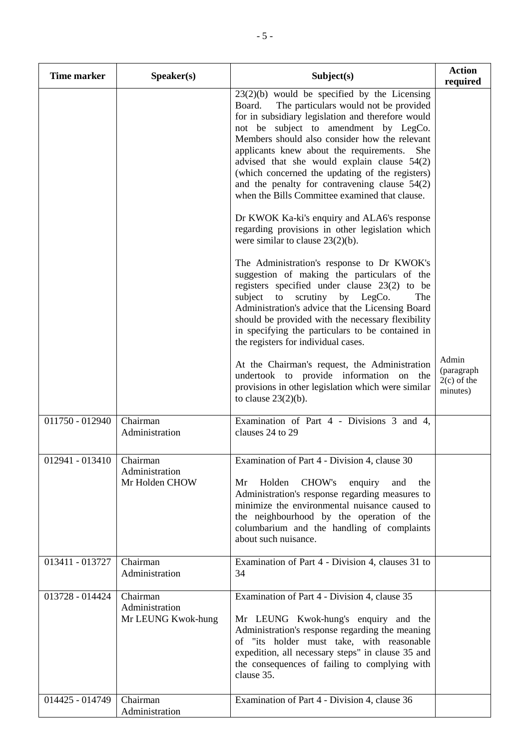| Time marker | Speaker(s) | Subject(s) | Action required |
|---|---|---|---|
| | | 23(2)(b) would be specified by the Licensing Board. The particulars would not be provided for in subsidiary legislation and therefore would not be subject to amendment by LegCo. Members should also consider how the relevant applicants knew about the requirements. She advised that she would explain clause 54(2) (which concerned the updating of the registers) and the penalty for contravening clause 54(2) when the Bills Committee examined that clause.<br><br>Dr KWOK Ka-ki's enquiry and ALA6's response regarding provisions in other legislation which were similar to clause 23(2)(b).<br><br>The Administration's response to Dr KWOK's suggestion of making the particulars of the registers specified under clause 23(2) to be subject to scrutiny by LegCo. The Administration's advice that the Licensing Board should be provided with the necessary flexibility in specifying the particulars to be contained in the registers for individual cases.<br><br>At the Chairman's request, the Administration undertook to provide information on the provisions in other legislation which were similar to clause 23(2)(b). | Admin (paragraph 2(c) of the minutes) |
| 011750 - 012940 | Chairman<br>Administration | Examination of Part 4 - Divisions 3 and 4, clauses 24 to 29 | |
| 012941 - 013410 | Chairman<br>Administration<br>Mr Holden CHOW | Examination of Part 4 - Division 4, clause 30<br><br>Mr Holden CHOW's enquiry and the Administration's response regarding measures to minimize the environmental nuisance caused to the neighbourhood by the operation of the columbarium and the handling of complaints about such nuisance. | |
| 013411 - 013727 | Chairman<br>Administration | Examination of Part 4 - Division 4, clauses 31 to 34 | |
| 013728 - 014424 | Chairman<br>Administration<br>Mr LEUNG Kwok-hung | Examination of Part 4 - Division 4, clause 35<br><br>Mr LEUNG Kwok-hung's enquiry and the Administration's response regarding the meaning of "its holder must take, with reasonable expedition, all necessary steps" in clause 35 and the consequences of failing to complying with clause 35. | |
| 014425 - 014749 | Chairman<br>Administration | Examination of Part 4 - Division 4, clause 36 | |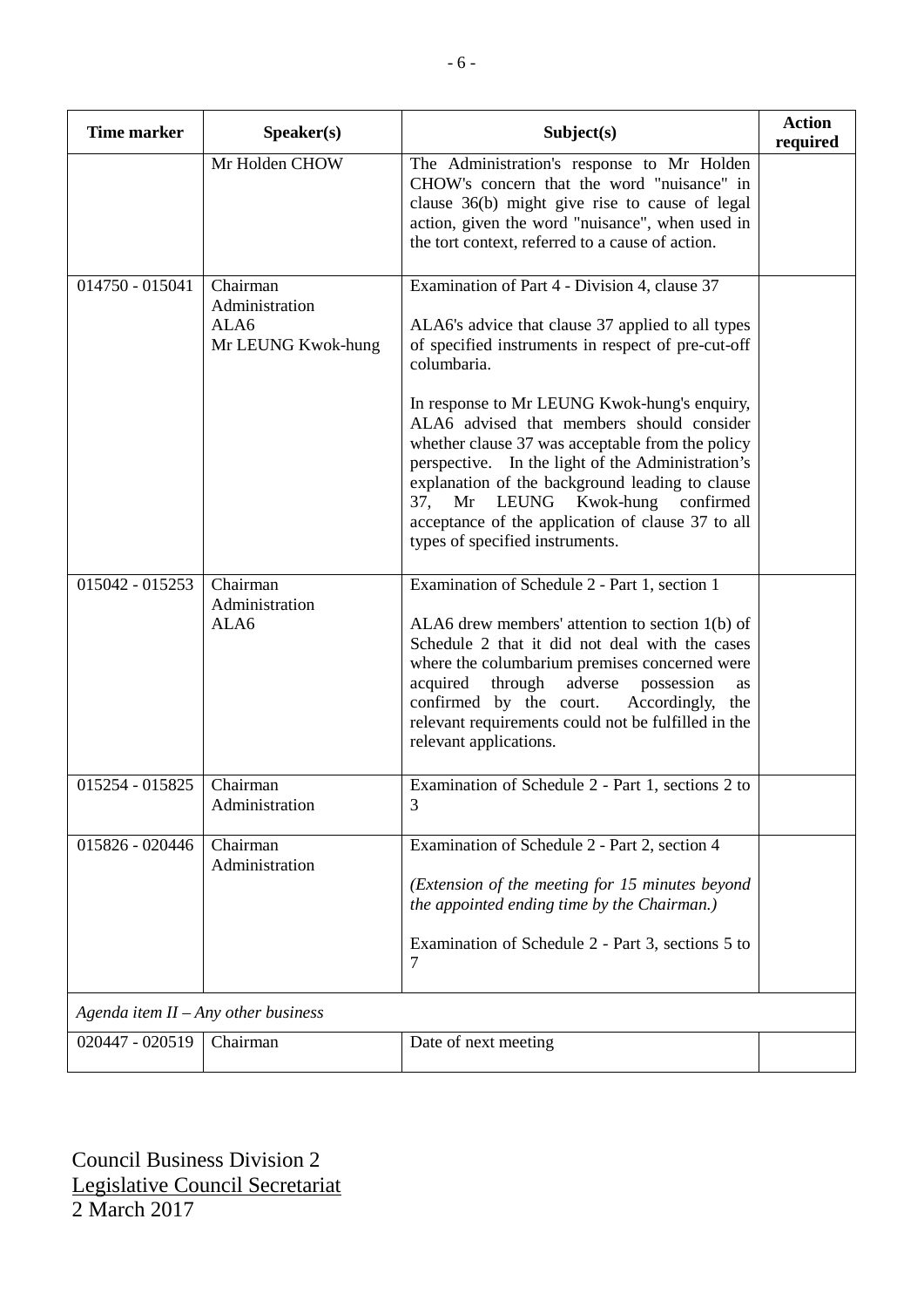| Time marker | Speaker(s) | Subject(s) | Action required |
|---|---|---|---|
| | Mr Holden CHOW | The Administration's response to Mr Holden CHOW's concern that the word "nuisance" in clause 36(b) might give rise to cause of legal action, given the word "nuisance", when used in the tort context, referred to a cause of action. | |
| 014750 - 015041 | Chairman<br>Administration<br>ALA6<br>Mr LEUNG Kwok-hung | Examination of Part 4 - Division 4, clause 37<br><br>ALA6's advice that clause 37 applied to all types of specified instruments in respect of pre-cut-off columbaria.<br><br>In response to Mr LEUNG Kwok-hung's enquiry, ALA6 advised that members should consider whether clause 37 was acceptable from the policy perspective. In the light of the Administration's explanation of the background leading to clause 37, Mr LEUNG Kwok-hung confirmed acceptance of the application of clause 37 to all types of specified instruments. | |
| 015042 - 015253 | Chairman<br>Administration<br>ALA6 | Examination of Schedule 2 - Part 1, section 1<br><br>ALA6 drew members' attention to section 1(b) of Schedule 2 that it did not deal with the cases where the columbarium premises concerned were acquired through adverse possession as confirmed by the court. Accordingly, the relevant requirements could not be fulfilled in the relevant applications. | |
| 015254 - 015825 | Chairman<br>Administration | Examination of Schedule 2 - Part 1, sections 2 to 3 | |
| 015826 - 020446 | Chairman<br>Administration | Examination of Schedule 2 - Part 2, section 4<br><br>*(Extension of the meeting for 15 minutes beyond the appointed ending time by the Chairman.)*<br><br>Examination of Schedule 2 - Part 3, sections 5 to 7 | |
| *Agenda item II – Any other business* | | | |
| 020447 - 020519 | Chairman | Date of next meeting | |

Council Business Division 2
Legislative Council Secretariat
2 March 2017